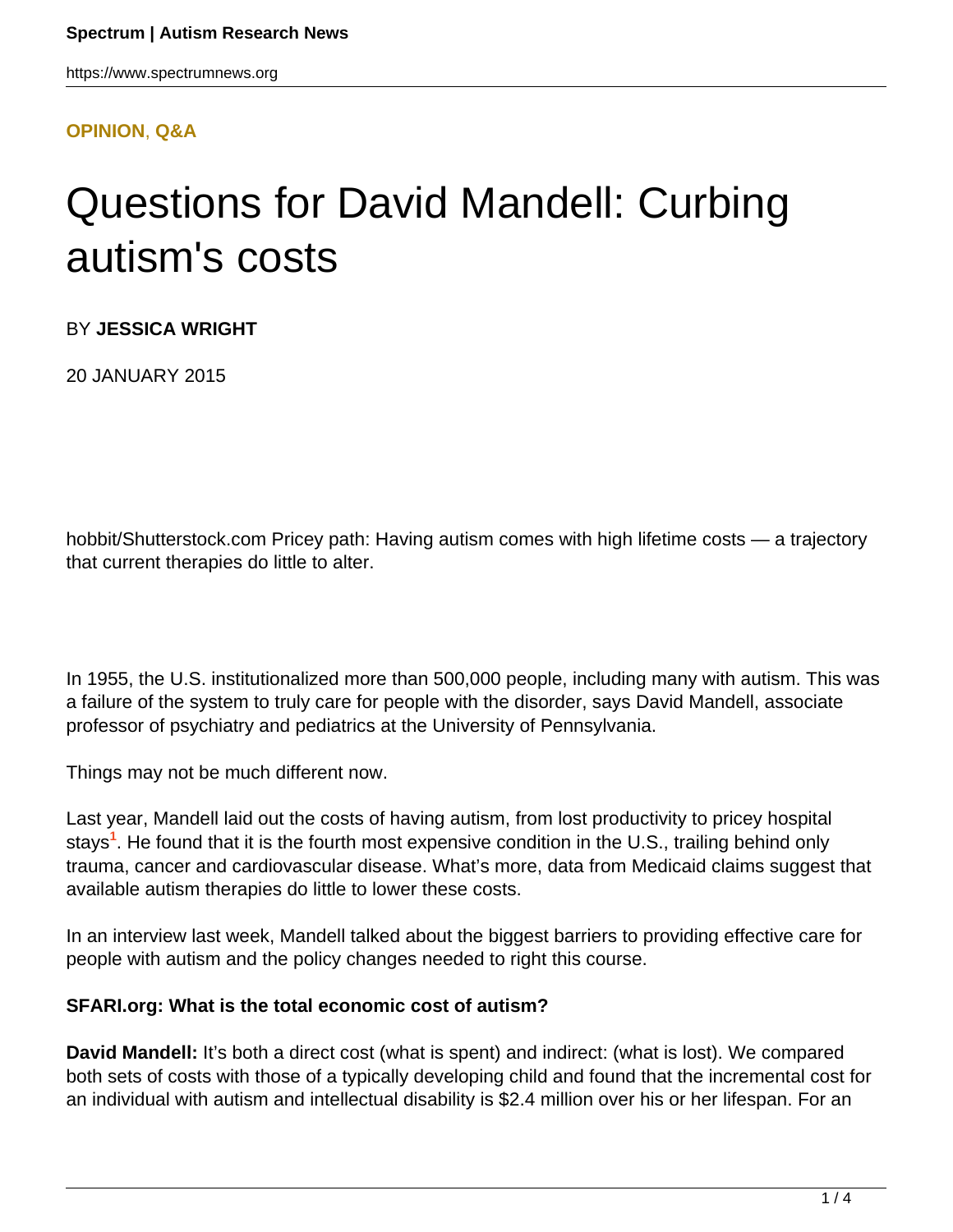**OPINION**, **Q&A**

# Questions for David Mandell: Curbing autism's costs

BY **JESSICA WRIGHT**

20 JANUARY 2015

hobbit/Shutterstock.com Pricey path: Having autism comes with high lifetime costs — a trajectory that current therapies do little to alter.

In 1955, the U.S. institutionalized more than 500,000 people, including many with autism. This was a failure of the system to truly care for people with the disorder, says David Mandell, associate professor of psychiatry and pediatrics at the University of Pennsylvania.

Things may not be much different now.

Last year, Mandell laid out the costs of having autism, from lost productivity to pricey hospital stays[1]. He found that it is the fourth most expensive condition in the U.S., trailing behind only trauma, cancer and cardiovascular disease. What's more, data from Medicaid claims suggest that available autism therapies do little to lower these costs.

In an interview last week, Mandell talked about the biggest barriers to providing effective care for people with autism and the policy changes needed to right this course.

**SFARI.org: What is the total economic cost of autism?**

**David Mandell:** It's both a direct cost (what is spent) and indirect: (what is lost). We compared both sets of costs with those of a typically developing child and found that the incremental cost for an individual with autism and intellectual disability is $2.4 million over his or her lifespan. For an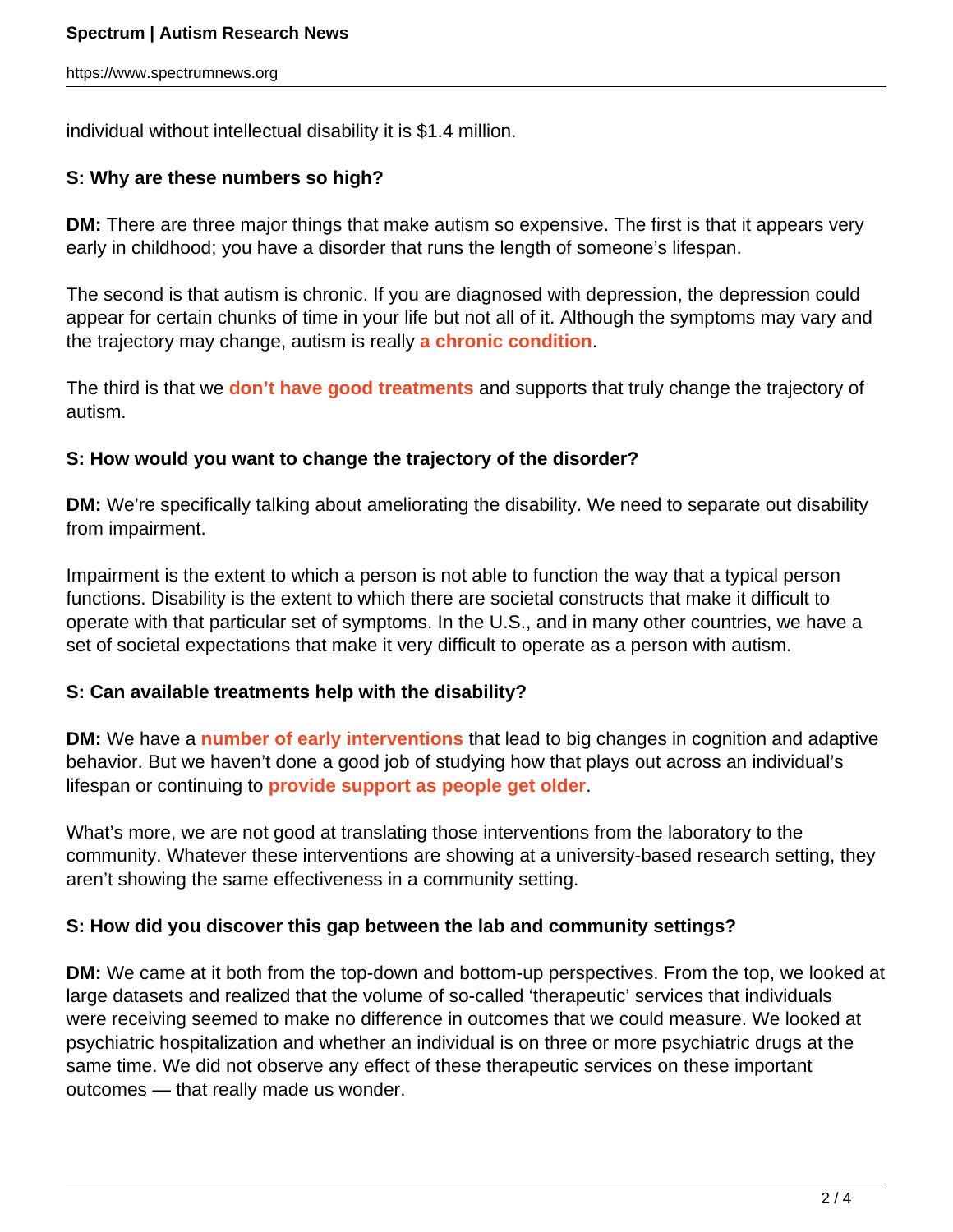individual without intellectual disability it is $1.4 million.

**S: Why are these numbers so high?**

**DM:** There are three major things that make autism so expensive. The first is that it appears very early in childhood; you have a disorder that runs the length of someone's lifespan.

The second is that autism is chronic. If you are diagnosed with depression, the depression could appear for certain chunks of time in your life but not all of it. Although the symptoms may vary and the trajectory may change, autism is really **a chronic condition**.

The third is that we **don't have good treatments** and supports that truly change the trajectory of autism.

**S: How would you want to change the trajectory of the disorder?**

**DM:** We're specifically talking about ameliorating the disability. We need to separate out disability from impairment.

Impairment is the extent to which a person is not able to function the way that a typical person functions. Disability is the extent to which there are societal constructs that make it difficult to operate with that particular set of symptoms. In the U.S., and in many other countries, we have a set of societal expectations that make it very difficult to operate as a person with autism.

**S: Can available treatments help with the disability?**

**DM:** We have a **number of early interventions** that lead to big changes in cognition and adaptive behavior. But we haven't done a good job of studying how that plays out across an individual's lifespan or continuing to **provide support as people get older**.

What's more, we are not good at translating those interventions from the laboratory to the community. Whatever these interventions are showing at a university-based research setting, they aren't showing the same effectiveness in a community setting.

**S: How did you discover this gap between the lab and community settings?**

**DM:** We came at it both from the top-down and bottom-up perspectives. From the top, we looked at large datasets and realized that the volume of so-called 'therapeutic' services that individuals were receiving seemed to make no difference in outcomes that we could measure. We looked at psychiatric hospitalization and whether an individual is on three or more psychiatric drugs at the same time. We did not observe any effect of these therapeutic services on these important outcomes — that really made us wonder.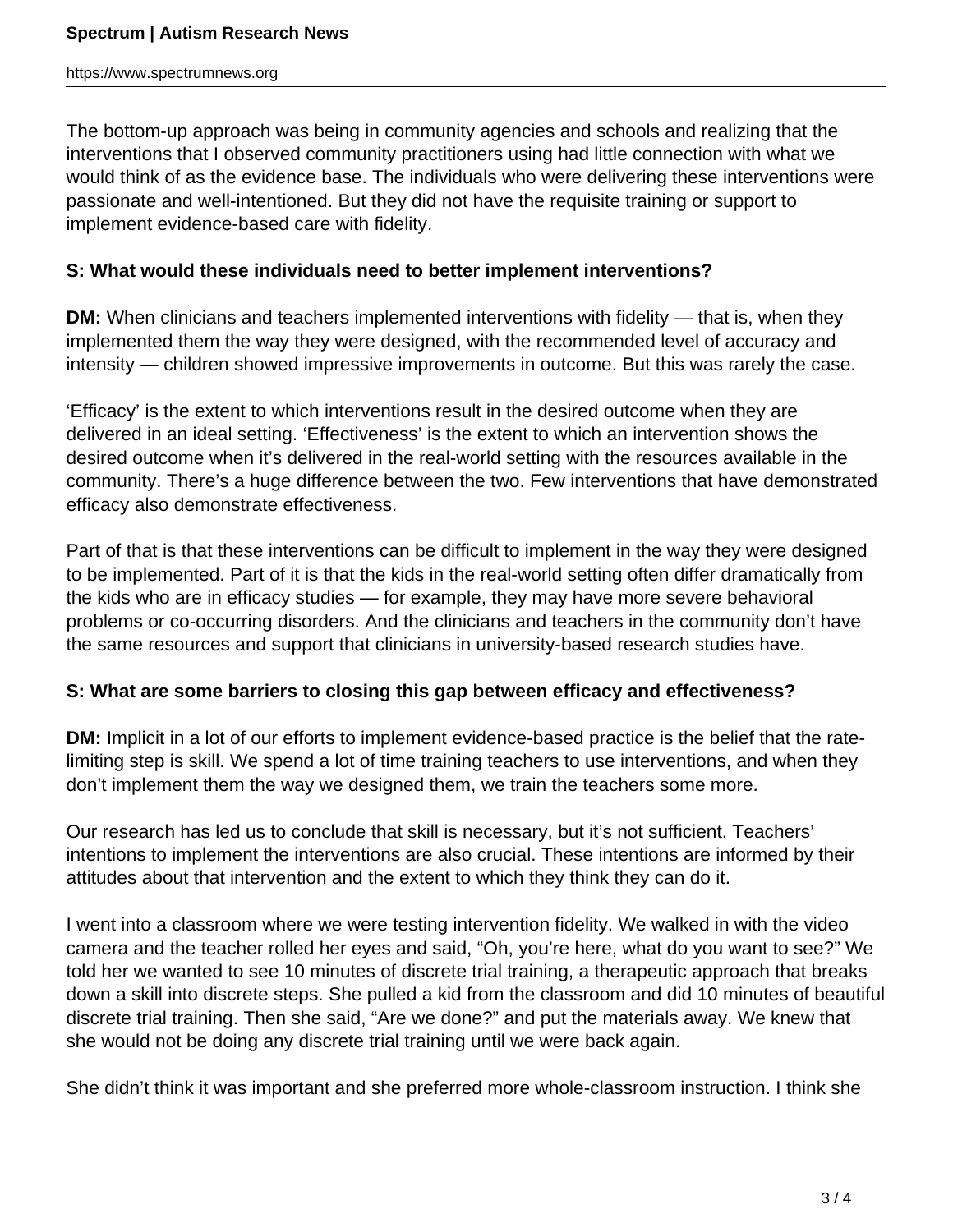The bottom-up approach was being in community agencies and schools and realizing that the interventions that I observed community practitioners using had little connection with what we would think of as the evidence base. The individuals who were delivering these interventions were passionate and well-intentioned. But they did not have the requisite training or support to implement evidence-based care with fidelity.

**S: What would these individuals need to better implement interventions?**

**DM:** When clinicians and teachers implemented interventions with fidelity — that is, when they implemented them the way they were designed, with the recommended level of accuracy and intensity — children showed impressive improvements in outcome. But this was rarely the case.

'Efficacy' is the extent to which interventions result in the desired outcome when they are delivered in an ideal setting. 'Effectiveness' is the extent to which an intervention shows the desired outcome when it's delivered in the real-world setting with the resources available in the community. There's a huge difference between the two. Few interventions that have demonstrated efficacy also demonstrate effectiveness.

Part of that is that these interventions can be difficult to implement in the way they were designed to be implemented. Part of it is that the kids in the real-world setting often differ dramatically from the kids who are in efficacy studies — for example, they may have more severe behavioral problems or co-occurring disorders. And the clinicians and teachers in the community don't have the same resources and support that clinicians in university-based research studies have.

**S: What are some barriers to closing this gap between efficacy and effectiveness?**

**DM:** Implicit in a lot of our efforts to implement evidence-based practice is the belief that the rate-limiting step is skill. We spend a lot of time training teachers to use interventions, and when they don't implement them the way we designed them, we train the teachers some more.

Our research has led us to conclude that skill is necessary, but it's not sufficient. Teachers' intentions to implement the interventions are also crucial. These intentions are informed by their attitudes about that intervention and the extent to which they think they can do it.

I went into a classroom where we were testing intervention fidelity. We walked in with the video camera and the teacher rolled her eyes and said, "Oh, you're here, what do you want to see?" We told her we wanted to see 10 minutes of discrete trial training, a therapeutic approach that breaks down a skill into discrete steps. She pulled a kid from the classroom and did 10 minutes of beautiful discrete trial training. Then she said, "Are we done?" and put the materials away. We knew that she would not be doing any discrete trial training until we were back again.

She didn't think it was important and she preferred more whole-classroom instruction. I think she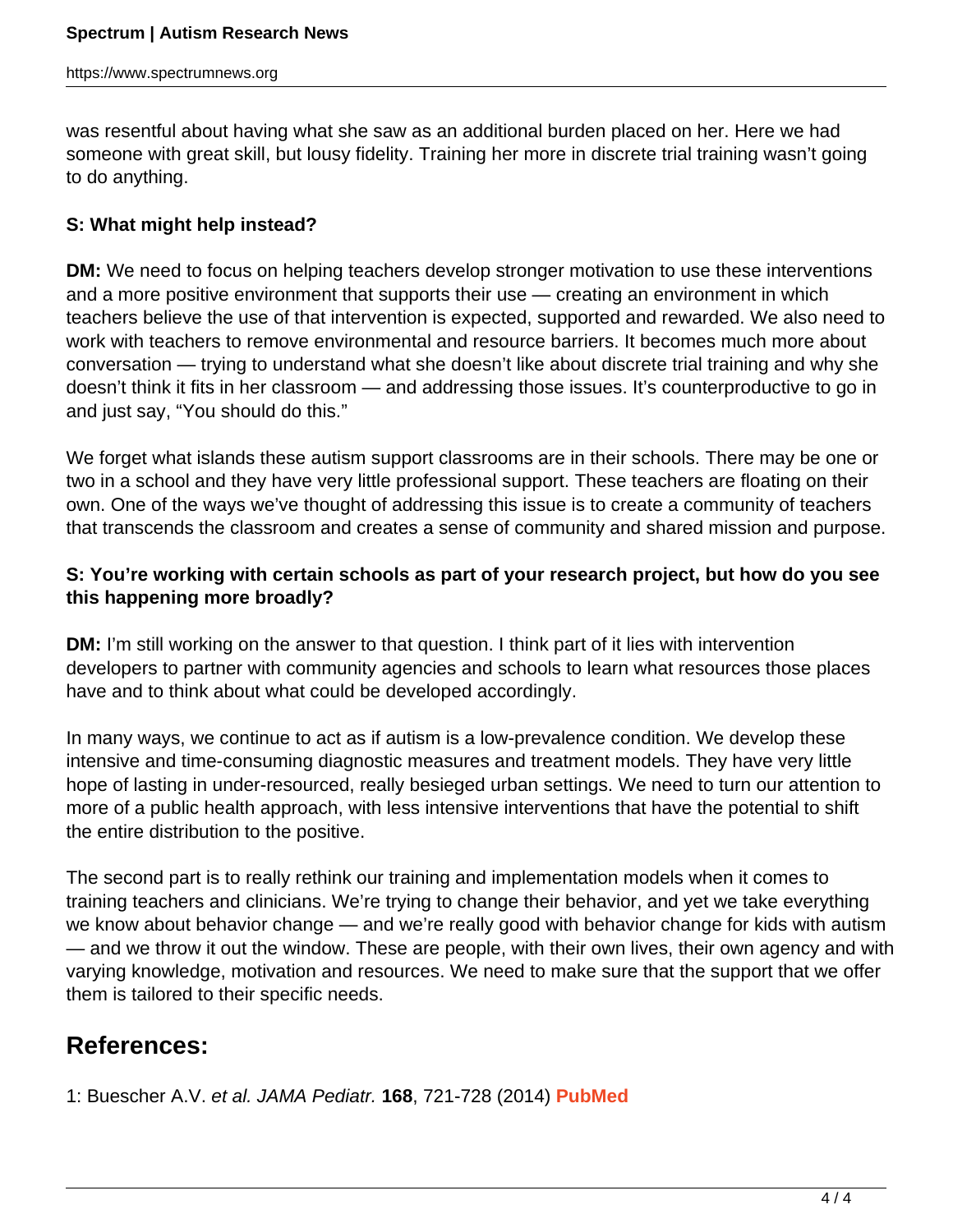was resentful about having what she saw as an additional burden placed on her. Here we had someone with great skill, but lousy fidelity. Training her more in discrete trial training wasn't going to do anything.

**S: What might help instead?**

**DM:** We need to focus on helping teachers develop stronger motivation to use these interventions and a more positive environment that supports their use — creating an environment in which teachers believe the use of that intervention is expected, supported and rewarded. We also need to work with teachers to remove environmental and resource barriers. It becomes much more about conversation — trying to understand what she doesn't like about discrete trial training and why she doesn't think it fits in her classroom — and addressing those issues. It's counterproductive to go in and just say, "You should do this."

We forget what islands these autism support classrooms are in their schools. There may be one or two in a school and they have very little professional support. These teachers are floating on their own. One of the ways we've thought of addressing this issue is to create a community of teachers that transcends the classroom and creates a sense of community and shared mission and purpose.

**S: You're working with certain schools as part of your research project, but how do you see this happening more broadly?**

**DM:** I'm still working on the answer to that question. I think part of it lies with intervention developers to partner with community agencies and schools to learn what resources those places have and to think about what could be developed accordingly.

In many ways, we continue to act as if autism is a low-prevalence condition. We develop these intensive and time-consuming diagnostic measures and treatment models. They have very little hope of lasting in under-resourced, really besieged urban settings. We need to turn our attention to more of a public health approach, with less intensive interventions that have the potential to shift the entire distribution to the positive.

The second part is to really rethink our training and implementation models when it comes to training teachers and clinicians. We're trying to change their behavior, and yet we take everything we know about behavior change — and we're really good with behavior change for kids with autism — and we throw it out the window. These are people, with their own lives, their own agency and with varying knowledge, motivation and resources. We need to make sure that the support that we offer them is tailored to their specific needs.

## References:

1: Buescher A.V. *et al. JAMA Pediatr.* **168**, 721-728 (2014) **PubMed**